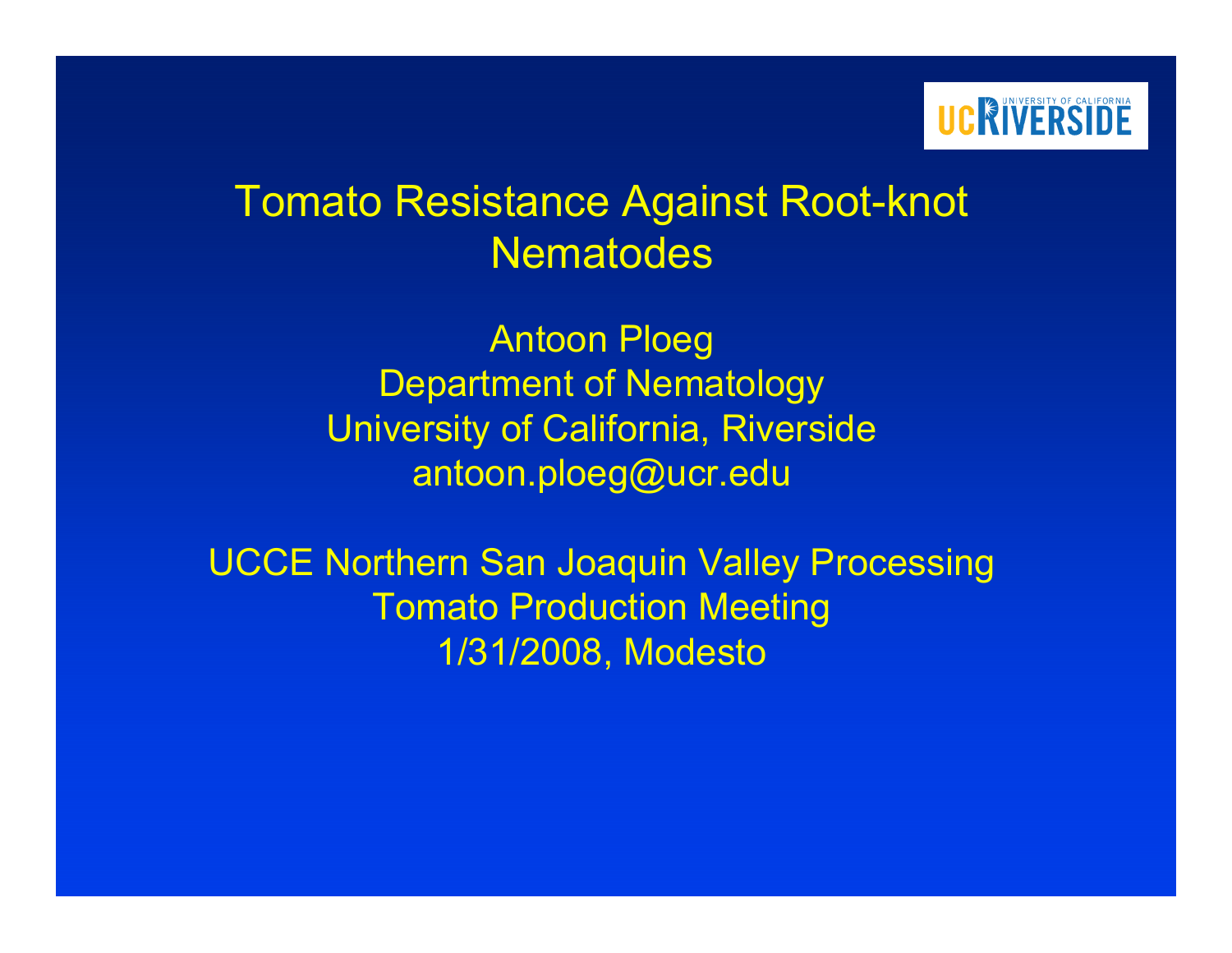# Tomato Resistance Against Root-knot Nematodes

Antoon Ploeg
Department of Nematology
University of California, Riverside
antoon.ploeg@ucr.edu

UCCE Northern San Joaquin Valley Processing Tomato Production Meeting
1/31/2008, Modesto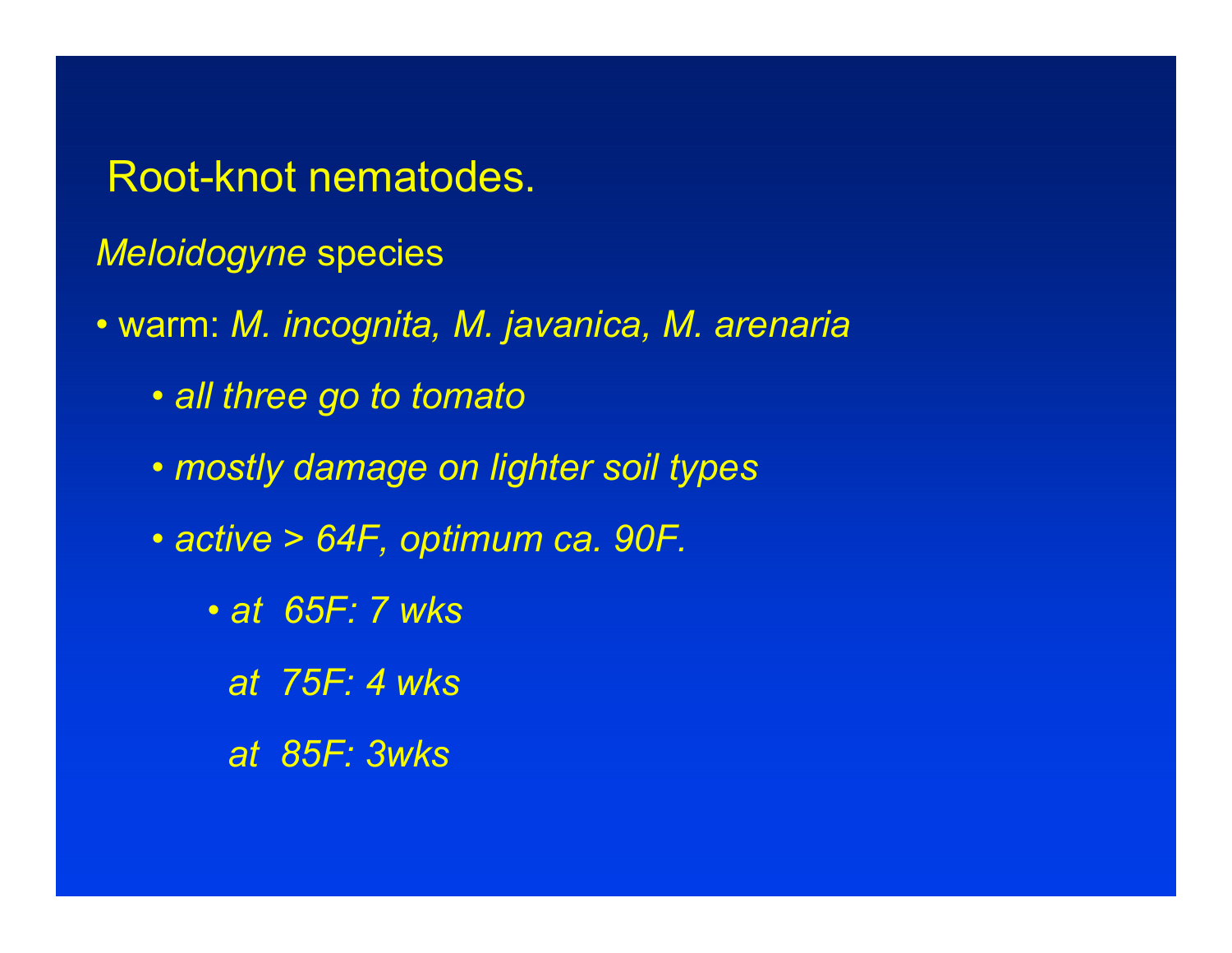# Root-knot nematodes.

*Meloidogyne* species

- warm: *M. incognita, M. javanica, M. arenaria*
  - *all three go to tomato*
  - *mostly damage on lighter soil types*
  - *active > 64F, optimum ca. 90F.*
    - *at 65F: 7 wks*
      *at 75F: 4 wks*
      *at 85F: 3wks*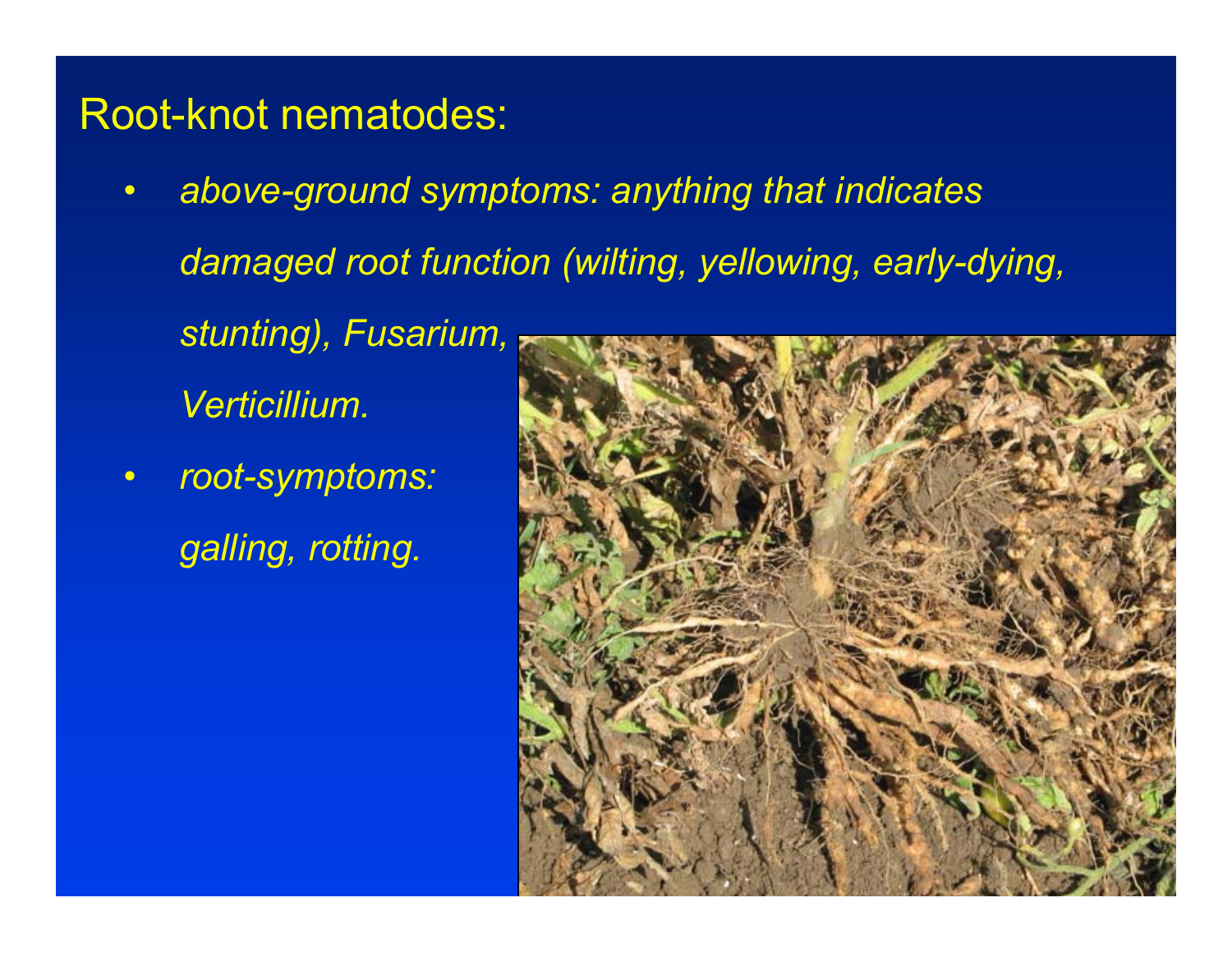# Root-knot nematodes:

- *above-ground symptoms: anything that indicates damaged root function (wilting, yellowing, early-dying, stunting), Fusarium, Verticillium.*
- *root-symptoms: galling, rotting.*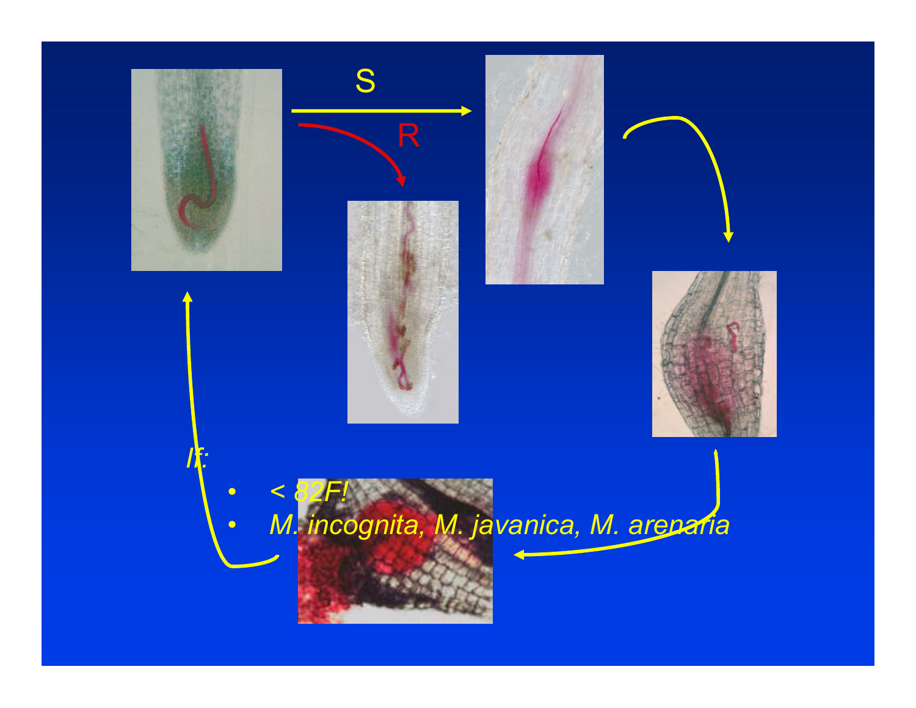S

R

*If:*

- *< 82F!*
- *M. incognita, M. javanica, M. arenaria*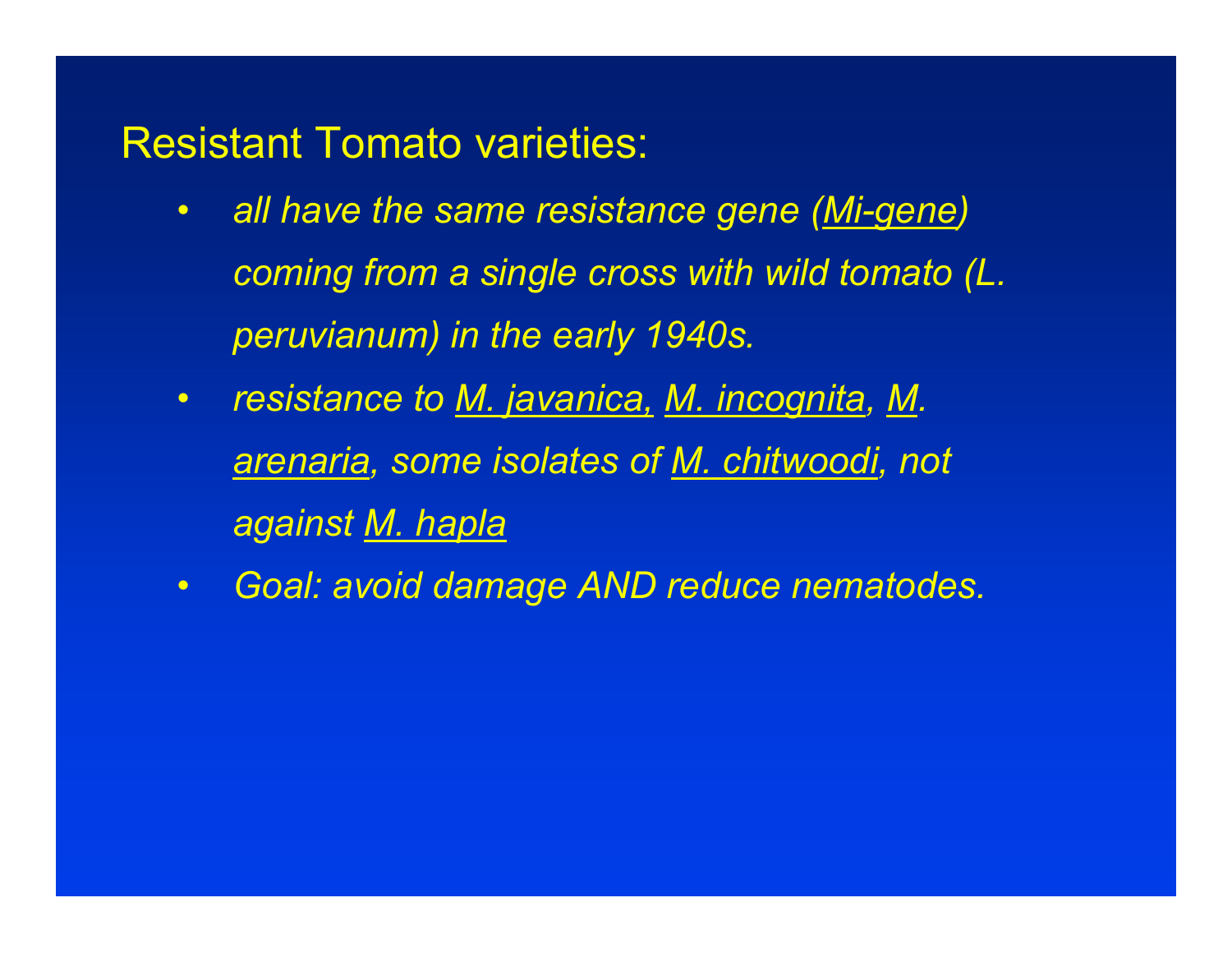# Resistant Tomato varieties:

- *all have the same resistance gene (Mi-gene) coming from a single cross with wild tomato (L. peruvianum) in the early 1940s.*
- *resistance to M. javanica, M. incognita, M. arenaria, some isolates of M. chitwoodi, not against M. hapla*
- *Goal: avoid damage AND reduce nematodes.*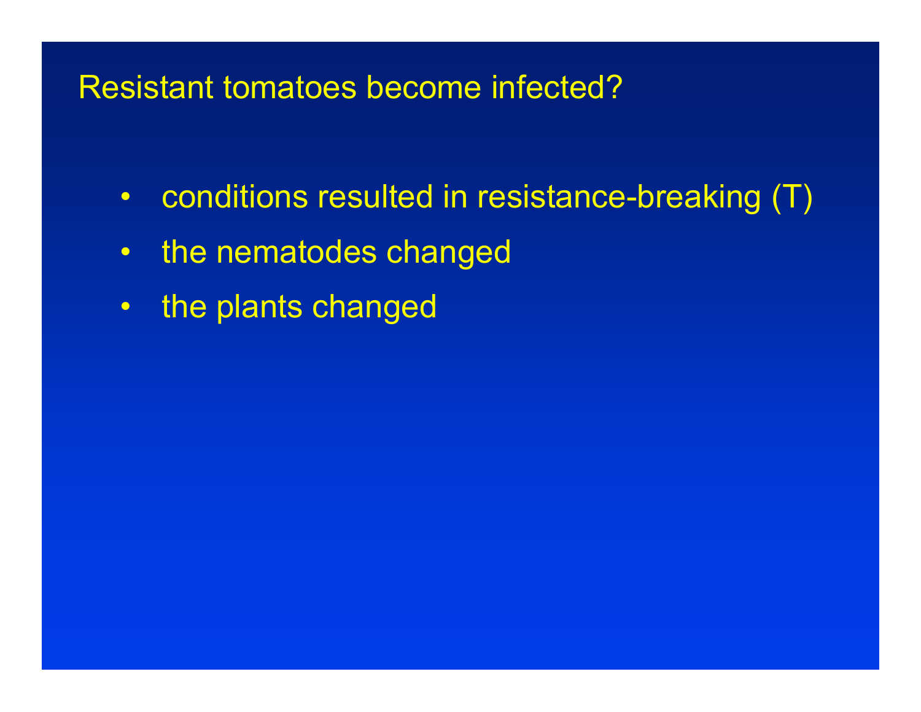# Resistant tomatoes become infected?

- conditions resulted in resistance-breaking (T)
- the nematodes changed
- the plants changed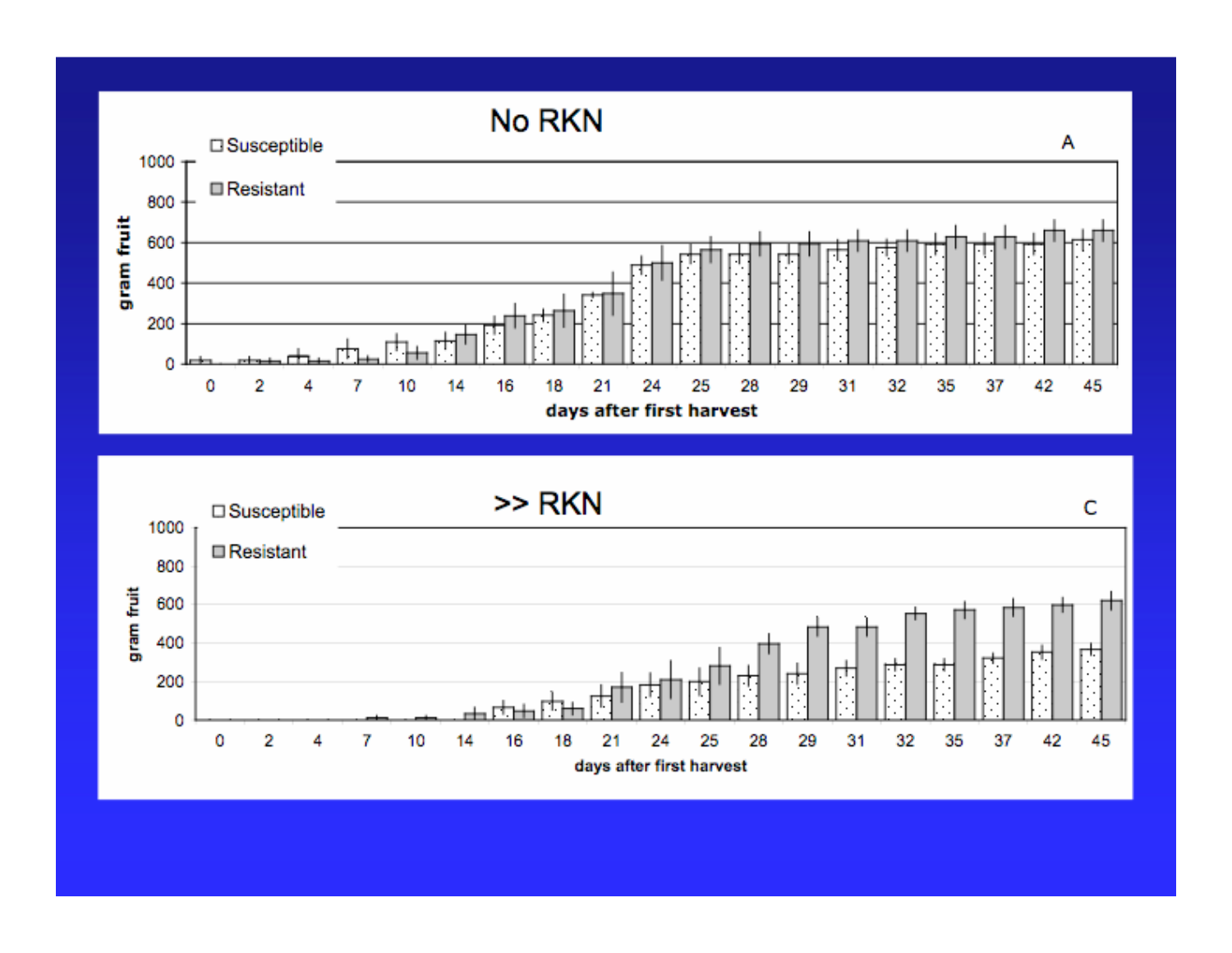## No RKN

A

□ Susceptible
■ Resistant

gram fruit: 0, 200, 400, 600, 800, 1000

days after first harvest: 0, 2, 4, 7, 10, 14, 16, 18, 21, 24, 25, 28, 29, 31, 32, 35, 37, 42, 45

## >> RKN

C

□ Susceptible
■ Resistant

gram fruit: 0, 200, 400, 600, 800, 1000

days after first harvest: 0, 2, 4, 7, 10, 14, 16, 18, 21, 24, 25, 28, 29, 31, 32, 35, 37, 42, 45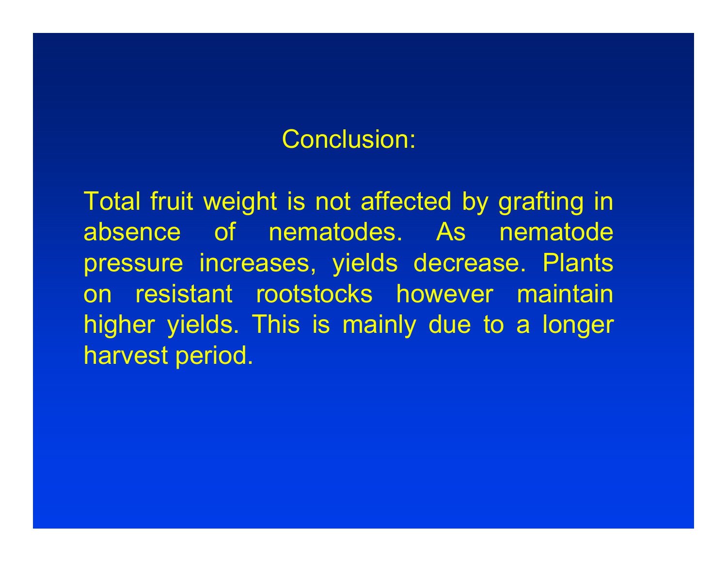## Conclusion:

Total fruit weight is not affected by grafting in absence of nematodes. As nematode pressure increases, yields decrease. Plants on resistant rootstocks however maintain higher yields. This is mainly due to a longer harvest period.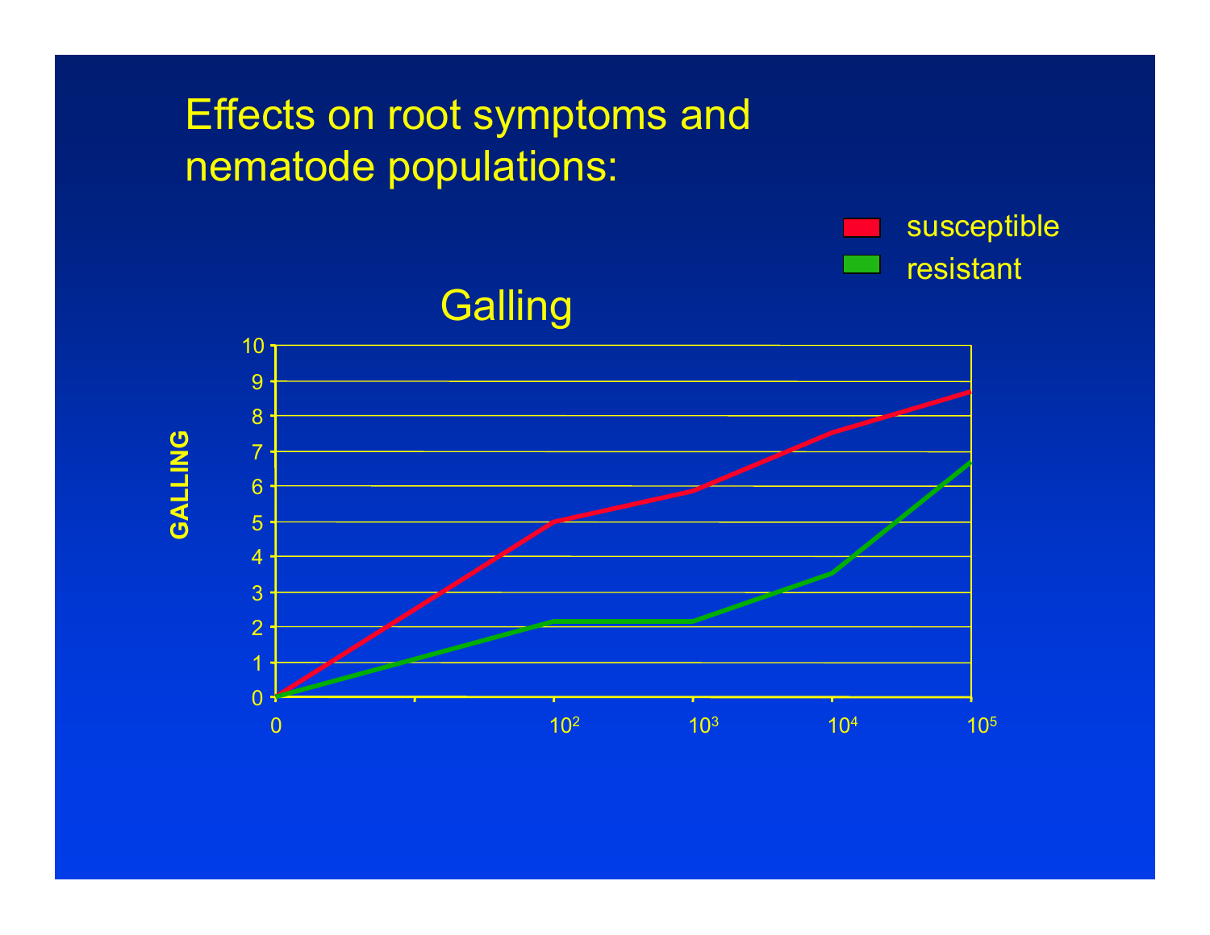# Effects on root symptoms and nematode populations:

## Galling

- susceptible
- resistant

GALLING

10, 9, 8, 7, 6, 5, 4, 3, 2, 1, 0

0, $10^2$, $10^3$, $10^4$, $10^5$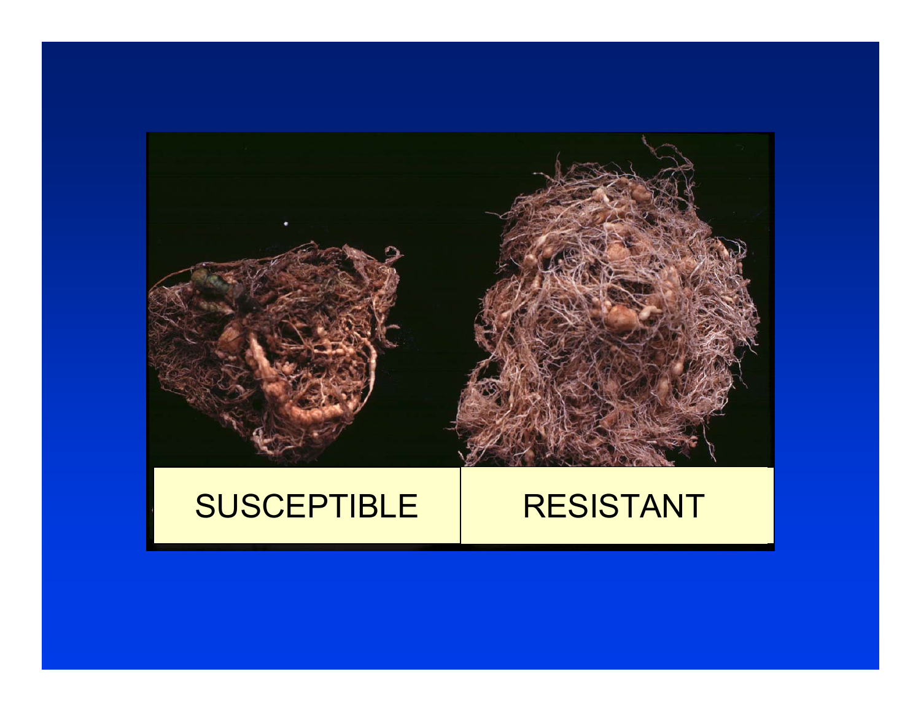SUSCEPTIBLE

RESISTANT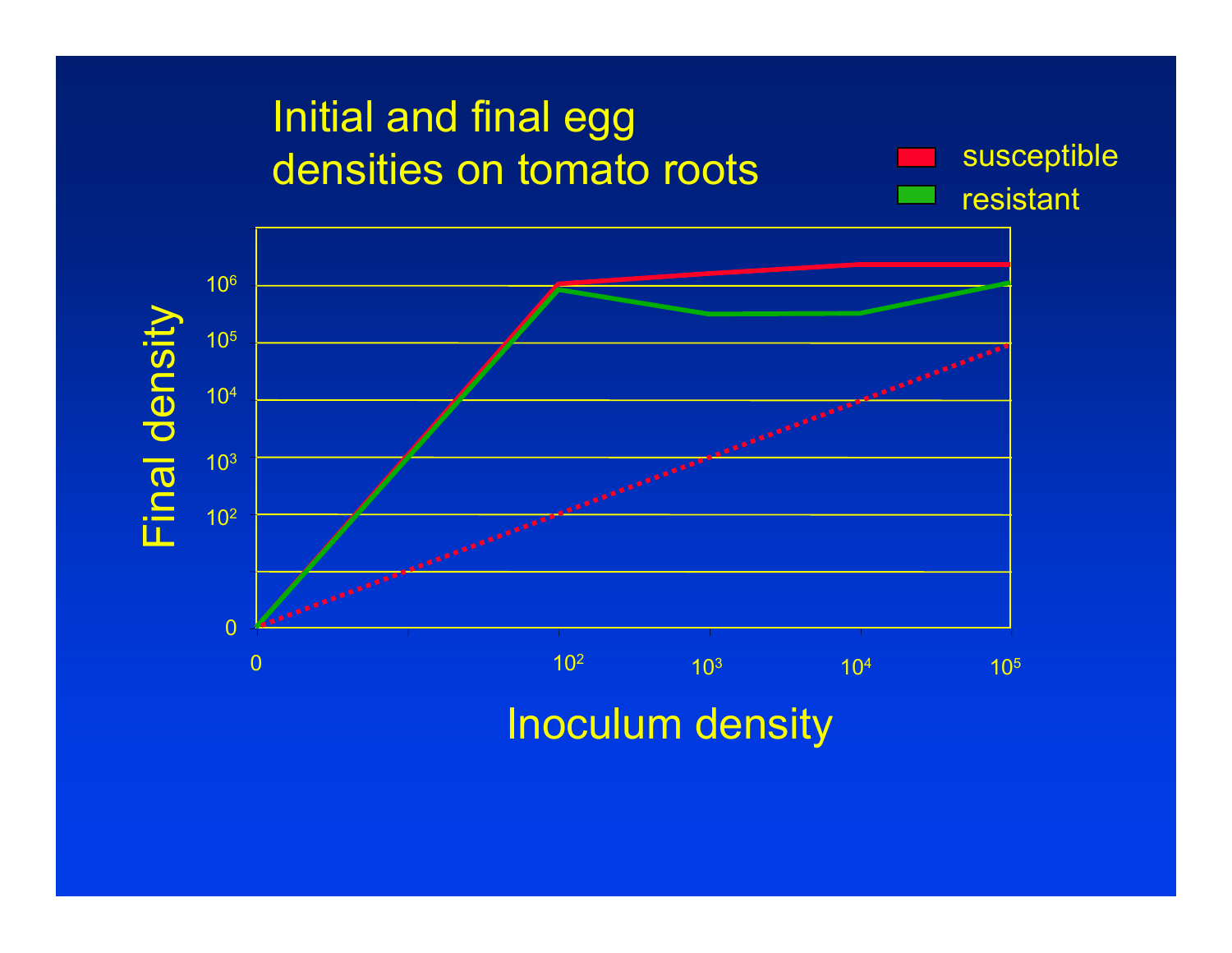# Initial and final egg densities on tomato roots

Legend: susceptible, resistant

Final density: 0, $10^2$, $10^3$, $10^4$, $10^5$, $10^6$

Inoculum density: 0, $10^2$, $10^3$, $10^4$, $10^5$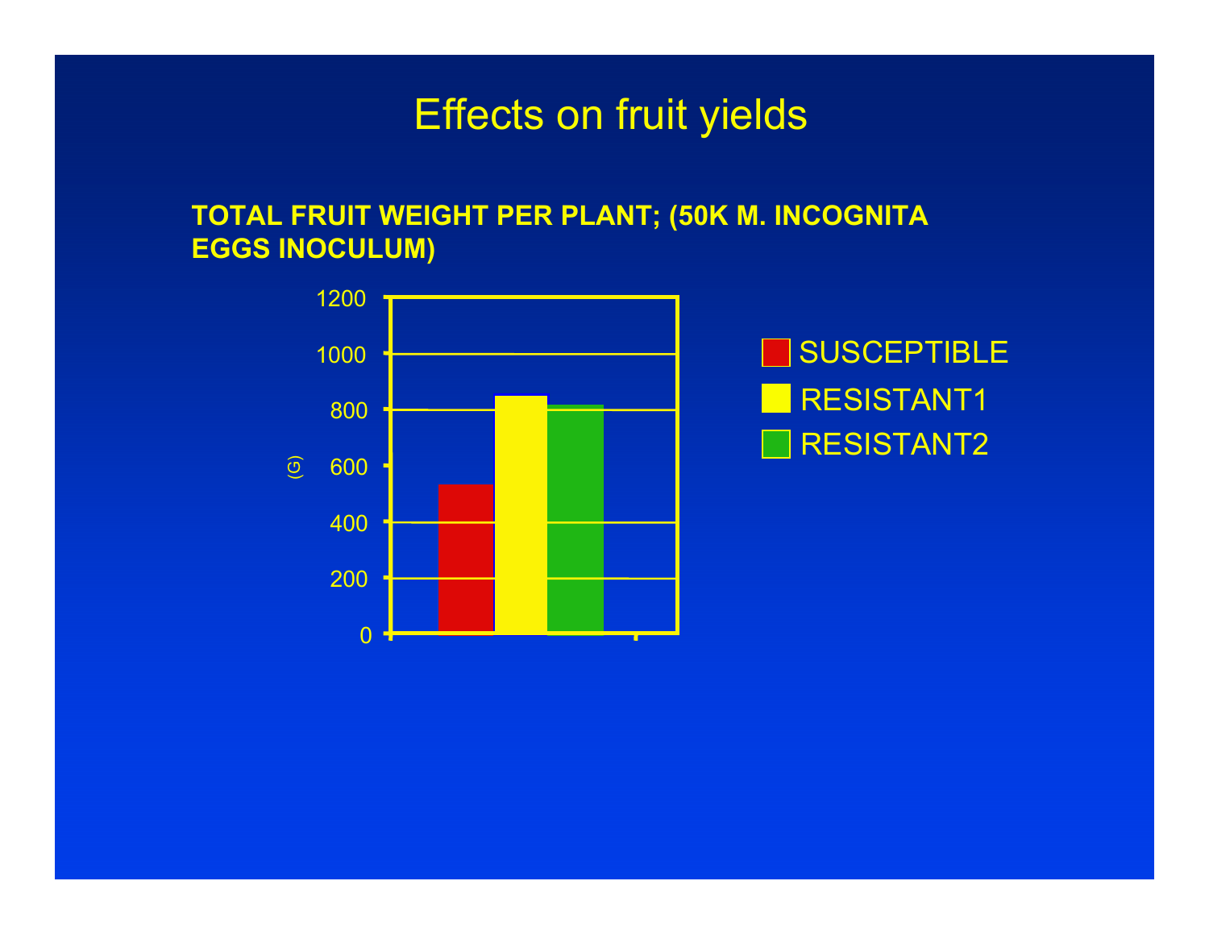# Effects on fruit yields

**TOTAL FRUIT WEIGHT PER PLANT; (50K M. INCOGNITA EGGS INOCULUM)**

(G)

1200
1000
800
600
400
200
0

SUSCEPTIBLE
RESISTANT1
RESISTANT2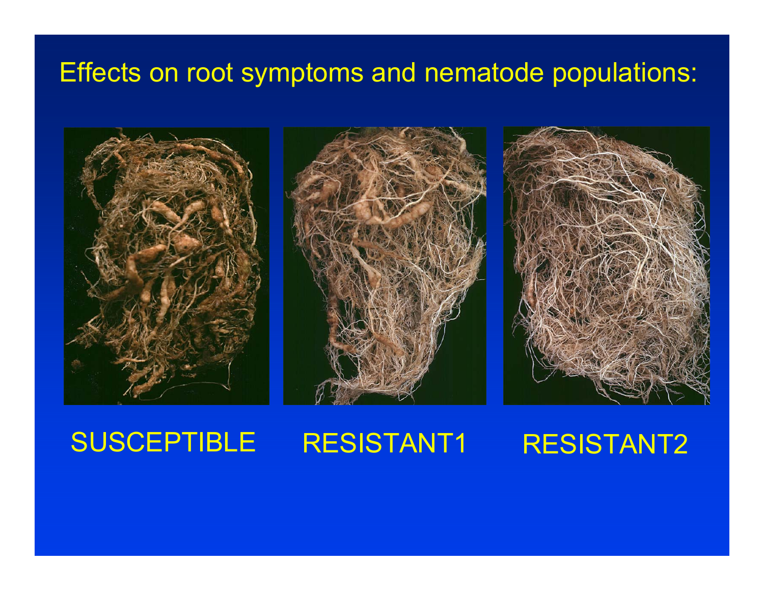# Effects on root symptoms and nematode populations:

SUSCEPTIBLE

RESISTANT1

RESISTANT2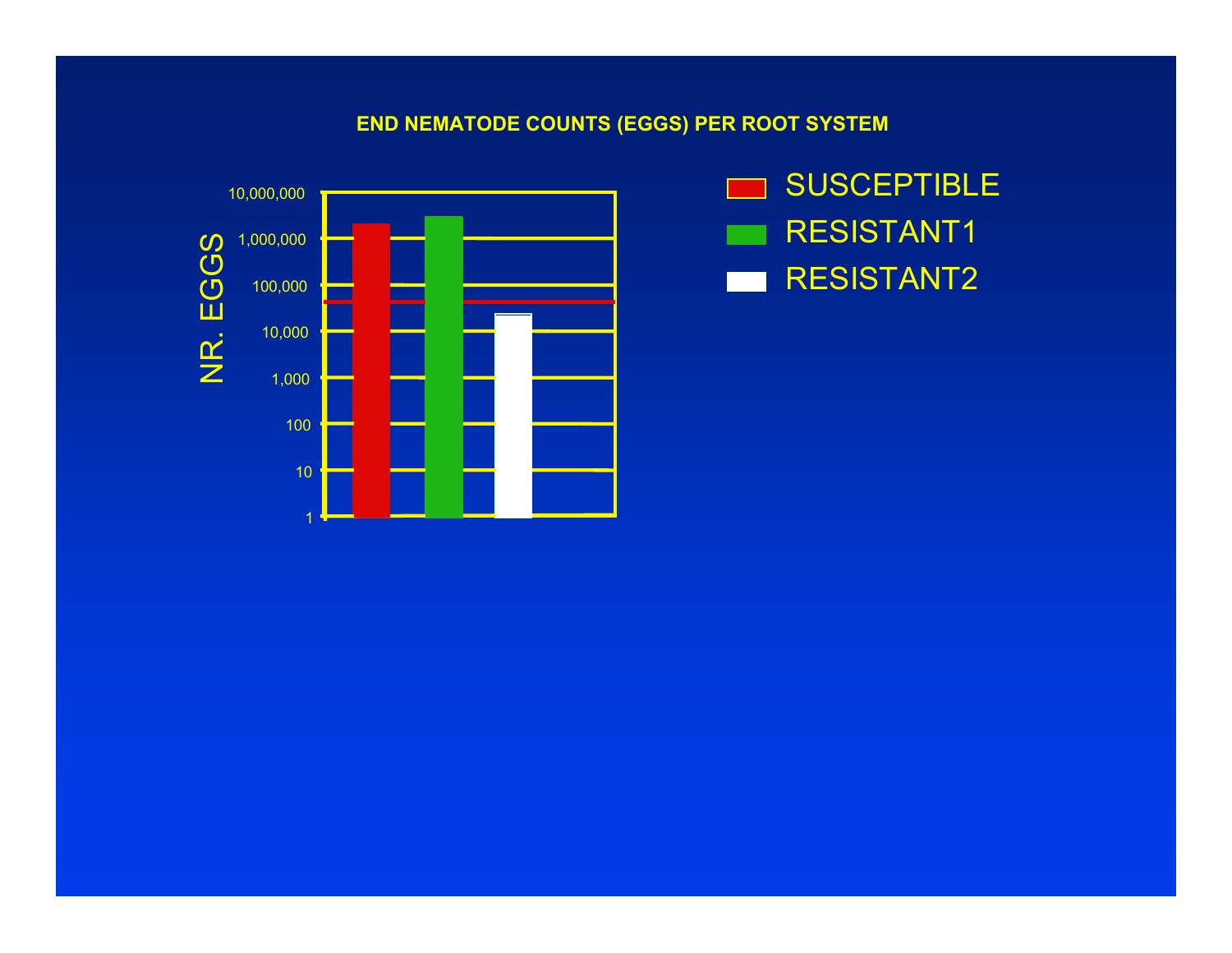**END NEMATODE COUNTS (EGGS) PER ROOT SYSTEM**

NR. EGGS

10,000,000
1,000,000
100,000
10,000
1,000
100
10
1

SUSCEPTIBLE
RESISTANT1
RESISTANT2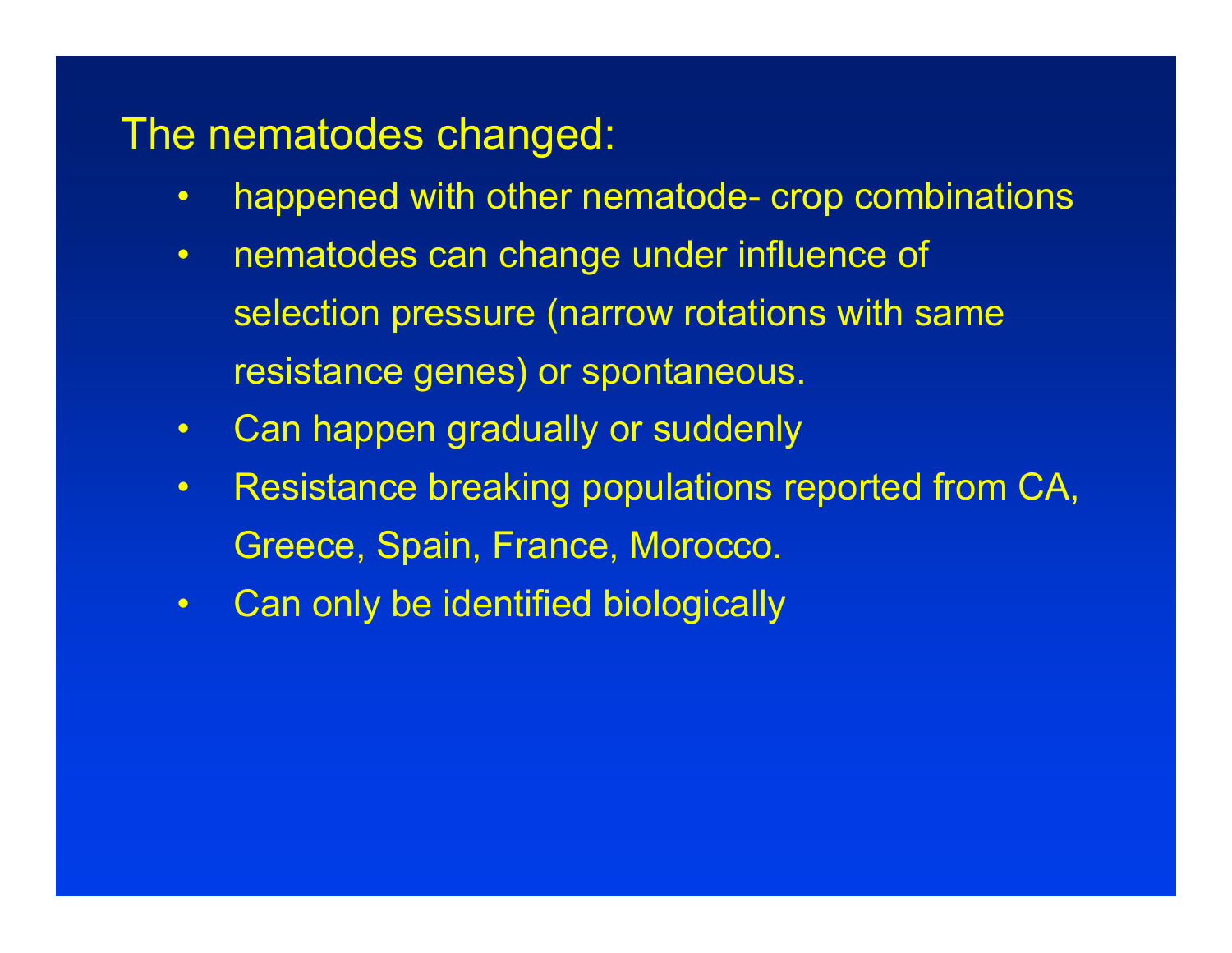## The nematodes changed:

- happened with other nematode- crop combinations
- nematodes can change under influence of selection pressure (narrow rotations with same resistance genes) or spontaneous.
- Can happen gradually or suddenly
- Resistance breaking populations reported from CA, Greece, Spain, France, Morocco.
- Can only be identified biologically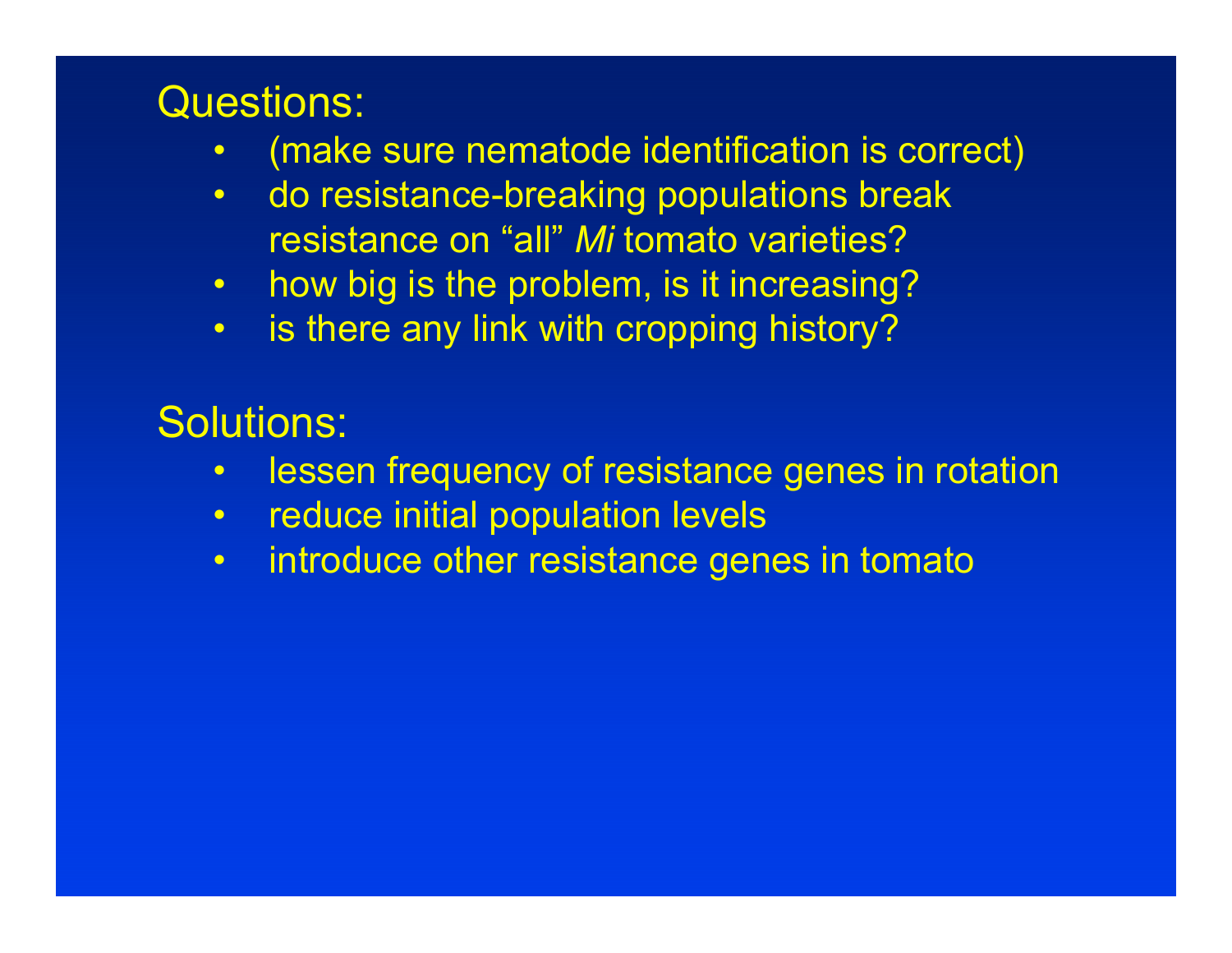Questions:

- (make sure nematode identification is correct)
- do resistance-breaking populations break resistance on “all” *Mi* tomato varieties?
- how big is the problem, is it increasing?
- is there any link with cropping history?

Solutions:

- lessen frequency of resistance genes in rotation
- reduce initial population levels
- introduce other resistance genes in tomato